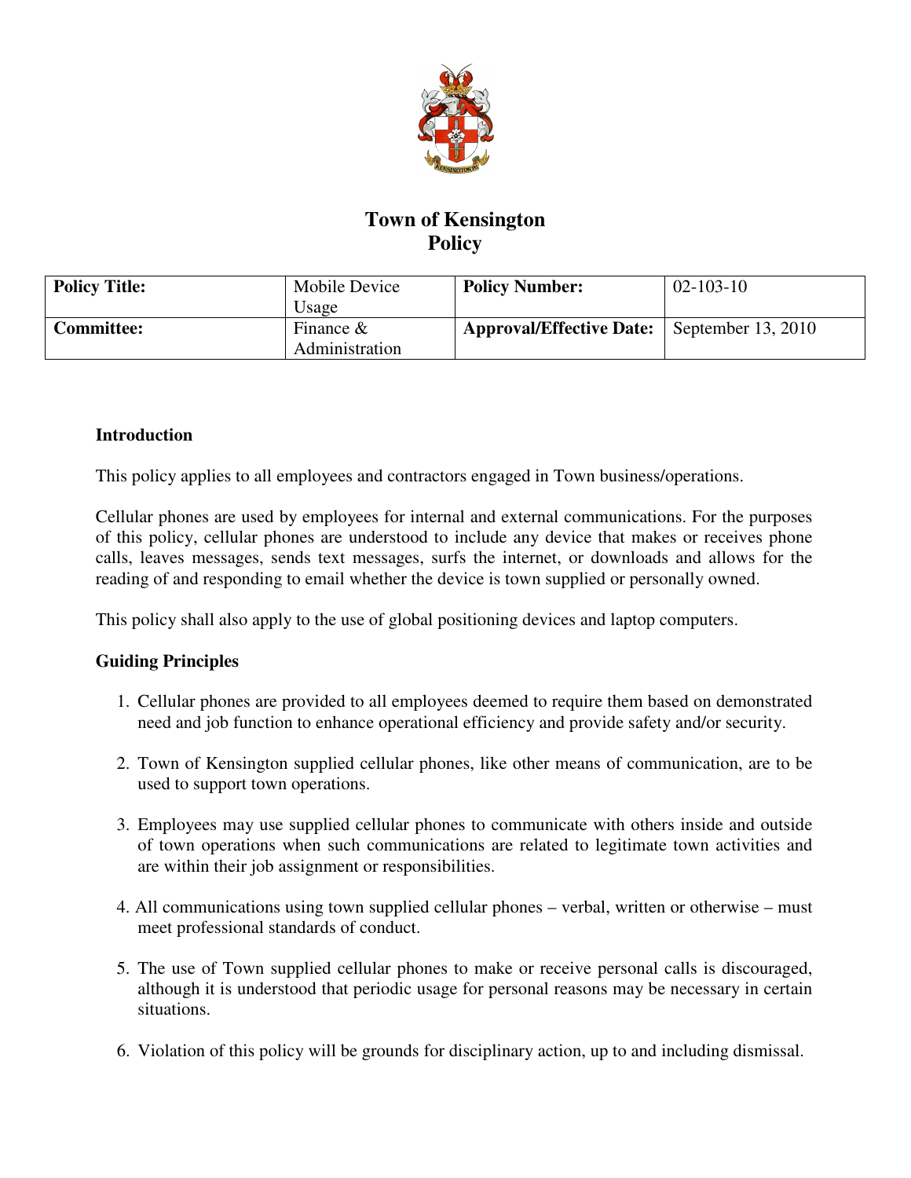# Town of Kensington
# Policy

| **Policy Title:** | Mobile Device Usage | **Policy Number:** | 02-103-10 |
|---|---|---|---|
| **Committee:** | Finance & Administration | **Approval/Effective Date:** | September 13, 2010 |

### Introduction

This policy applies to all employees and contractors engaged in Town business/operations.

Cellular phones are used by employees for internal and external communications. For the purposes of this policy, cellular phones are understood to include any device that makes or receives phone calls, leaves messages, sends text messages, surfs the internet, or downloads and allows for the reading of and responding to email whether the device is town supplied or personally owned.

This policy shall also apply to the use of global positioning devices and laptop computers.

### Guiding Principles

1. Cellular phones are provided to all employees deemed to require them based on demonstrated need and job function to enhance operational efficiency and provide safety and/or security.

2. Town of Kensington supplied cellular phones, like other means of communication, are to be used to support town operations.

3. Employees may use supplied cellular phones to communicate with others inside and outside of town operations when such communications are related to legitimate town activities and are within their job assignment or responsibilities.

4. All communications using town supplied cellular phones – verbal, written or otherwise – must meet professional standards of conduct.

5. The use of Town supplied cellular phones to make or receive personal calls is discouraged, although it is understood that periodic usage for personal reasons may be necessary in certain situations.

6. Violation of this policy will be grounds for disciplinary action, up to and including dismissal.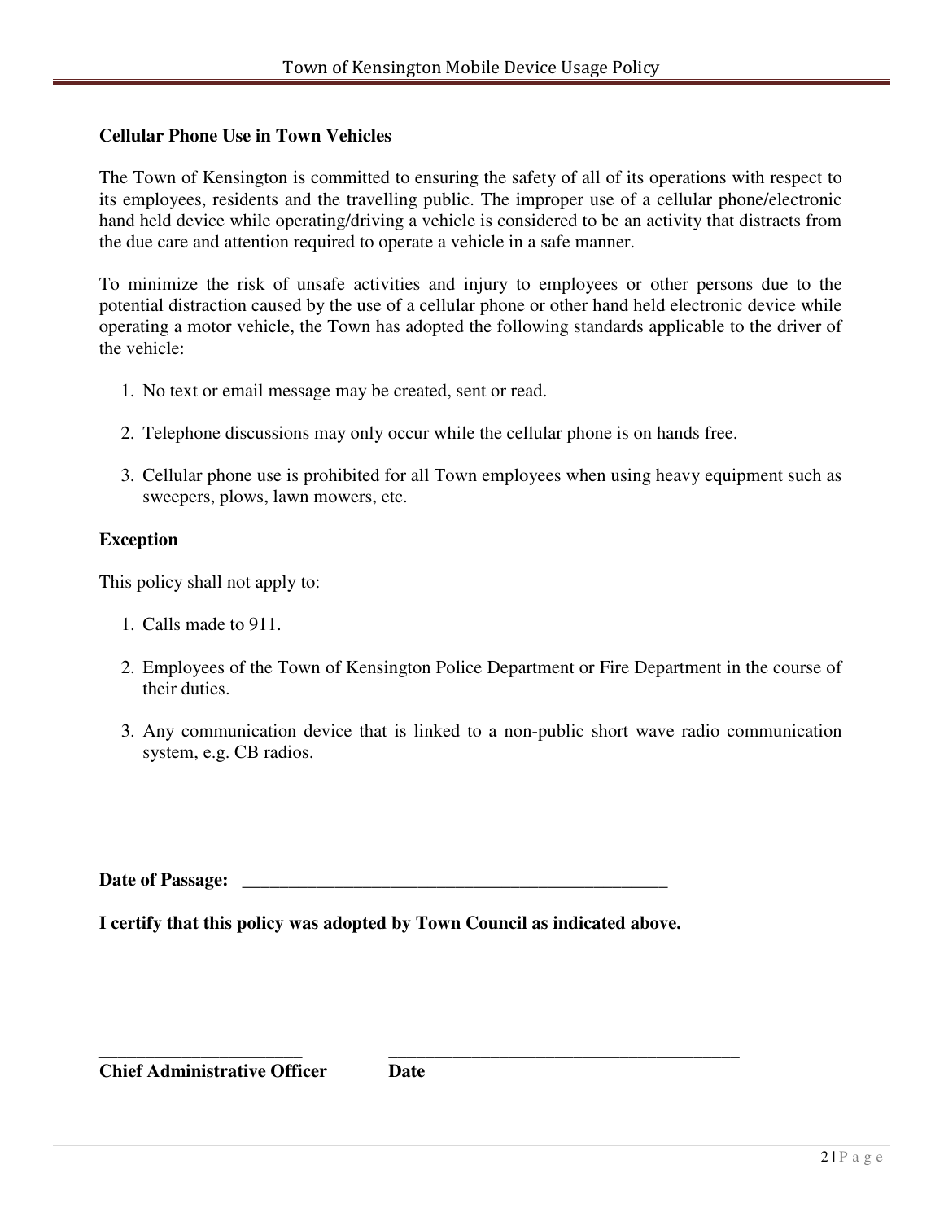**Cellular Phone Use in Town Vehicles**

The Town of Kensington is committed to ensuring the safety of all of its operations with respect to its employees, residents and the travelling public. The improper use of a cellular phone/electronic hand held device while operating/driving a vehicle is considered to be an activity that distracts from the due care and attention required to operate a vehicle in a safe manner.

To minimize the risk of unsafe activities and injury to employees or other persons due to the potential distraction caused by the use of a cellular phone or other hand held electronic device while operating a motor vehicle, the Town has adopted the following standards applicable to the driver of the vehicle:

1. No text or email message may be created, sent or read.
2. Telephone discussions may only occur while the cellular phone is on hands free.
3. Cellular phone use is prohibited for all Town employees when using heavy equipment such as sweepers, plows, lawn mowers, etc.

**Exception**

This policy shall not apply to:

1. Calls made to 911.
2. Employees of the Town of Kensington Police Department or Fire Department in the course of their duties.
3. Any communication device that is linked to a non-public short wave radio communication system, e.g. CB radios.

**Date of Passage:** ________________________________________________

**I certify that this policy was adopted by Town Council as indicated above.**

_______________________ ________________________________________

**Chief Administrative Officer** **Date**